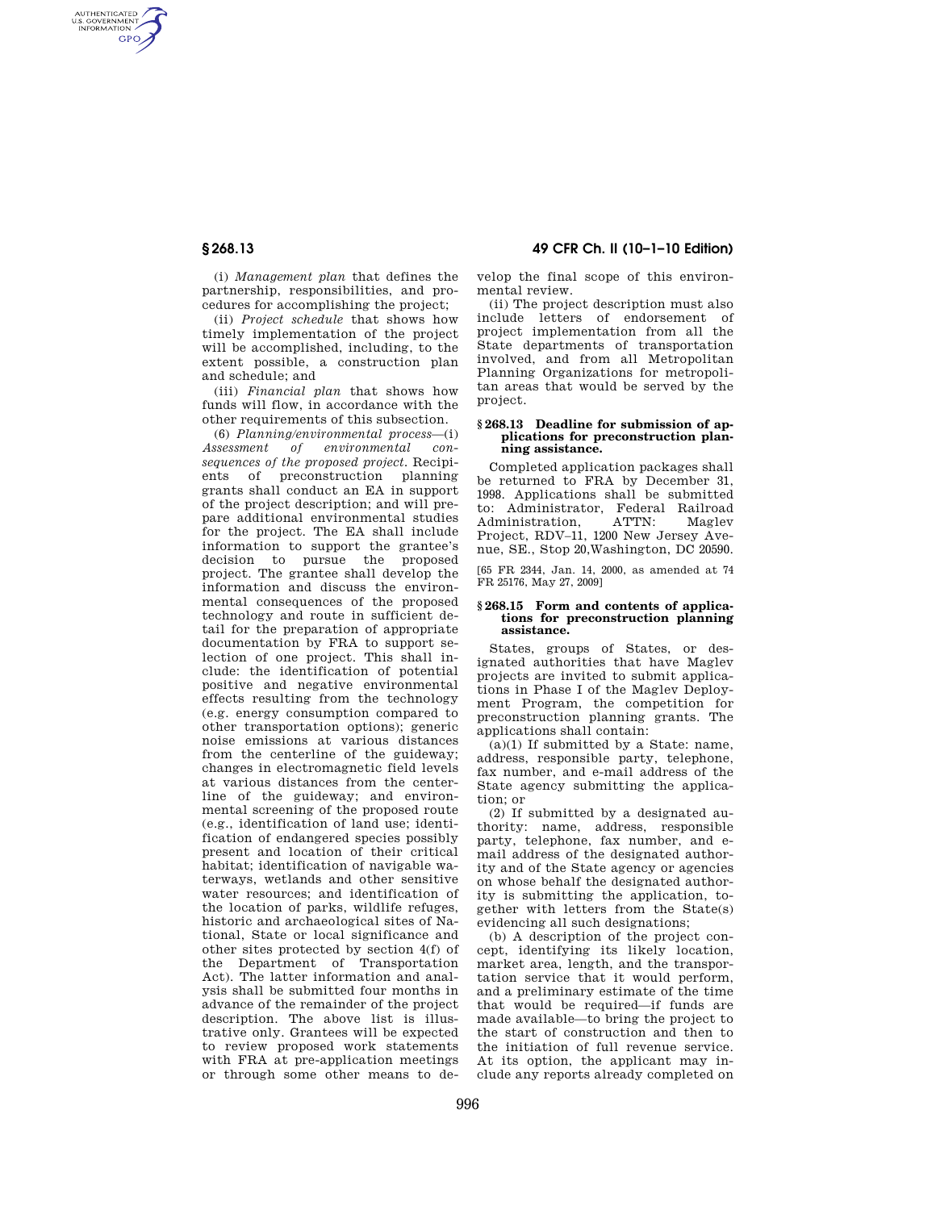(i) *Management plan* that defines the partnership, responsibilities, and procedures for accomplishing the project;

(ii) *Project schedule* that shows how timely implementation of the project will be accomplished, including, to the extent possible, a construction plan and schedule; and

(iii) *Financial plan* that shows how funds will flow, in accordance with the other requirements of this subsection.

(6) *Planning/environmental process*—(i) *Assessment of environmental consequences of the proposed project.* Recipients of preconstruction planning grants shall conduct an EA in support of the project description; and will prepare additional environmental studies for the project. The EA shall include information to support the grantee's decision to pursue the proposed project. The grantee shall develop the information and discuss the environmental consequences of the proposed technology and route in sufficient detail for the preparation of appropriate documentation by FRA to support selection of one project. This shall include: the identification of potential positive and negative environmental effects resulting from the technology (e.g. energy consumption compared to other transportation options); generic noise emissions at various distances from the centerline of the guideway; changes in electromagnetic field levels at various distances from the centerline of the guideway; and environmental screening of the proposed route (e.g., identification of land use; identification of endangered species possibly present and location of their critical habitat; identification of navigable waterways, wetlands and other sensitive water resources; and identification of the location of parks, wildlife refuges, historic and archaeological sites of National, State or local significance and other sites protected by section 4(f) of the Department of Transportation Act). The latter information and analysis shall be submitted four months in advance of the remainder of the project description. The above list is illustrative only. Grantees will be expected to review proposed work statements with FRA at pre-application meetings or through some other means to develop the final scope of this environmental review.

(ii) The project description must also include letters of endorsement of project implementation from all the State departments of transportation involved, and from all Metropolitan Planning Organizations for metropolitan areas that would be served by the project.

### § 268.13 Deadline for submission of applications for preconstruction planning assistance.

Completed application packages shall be returned to FRA by December 31, 1998. Applications shall be submitted to: Administrator, Federal Railroad Administration, ATTN: Maglev Project, RDV–11, 1200 New Jersey Avenue, SE., Stop 20,Washington, DC 20590.

[65 FR 2344, Jan. 14, 2000, as amended at 74 FR 25176, May 27, 2009]

### § 268.15 Form and contents of applications for preconstruction planning assistance.

States, groups of States, or designated authorities that have Maglev projects are invited to submit applications in Phase I of the Maglev Deployment Program, the competition for preconstruction planning grants. The applications shall contain:

(a)(1) If submitted by a State: name, address, responsible party, telephone, fax number, and e-mail address of the State agency submitting the application; or

(2) If submitted by a designated authority: name, address, responsible party, telephone, fax number, and e-mail address of the designated authority and of the State agency or agencies on whose behalf the designated authority is submitting the application, together with letters from the State(s) evidencing all such designations;

(b) A description of the project concept, identifying its likely location, market area, length, and the transportation service that it would perform, and a preliminary estimate of the time that would be required—if funds are made available—to bring the project to the start of construction and then to the initiation of full revenue service. At its option, the applicant may include any reports already completed on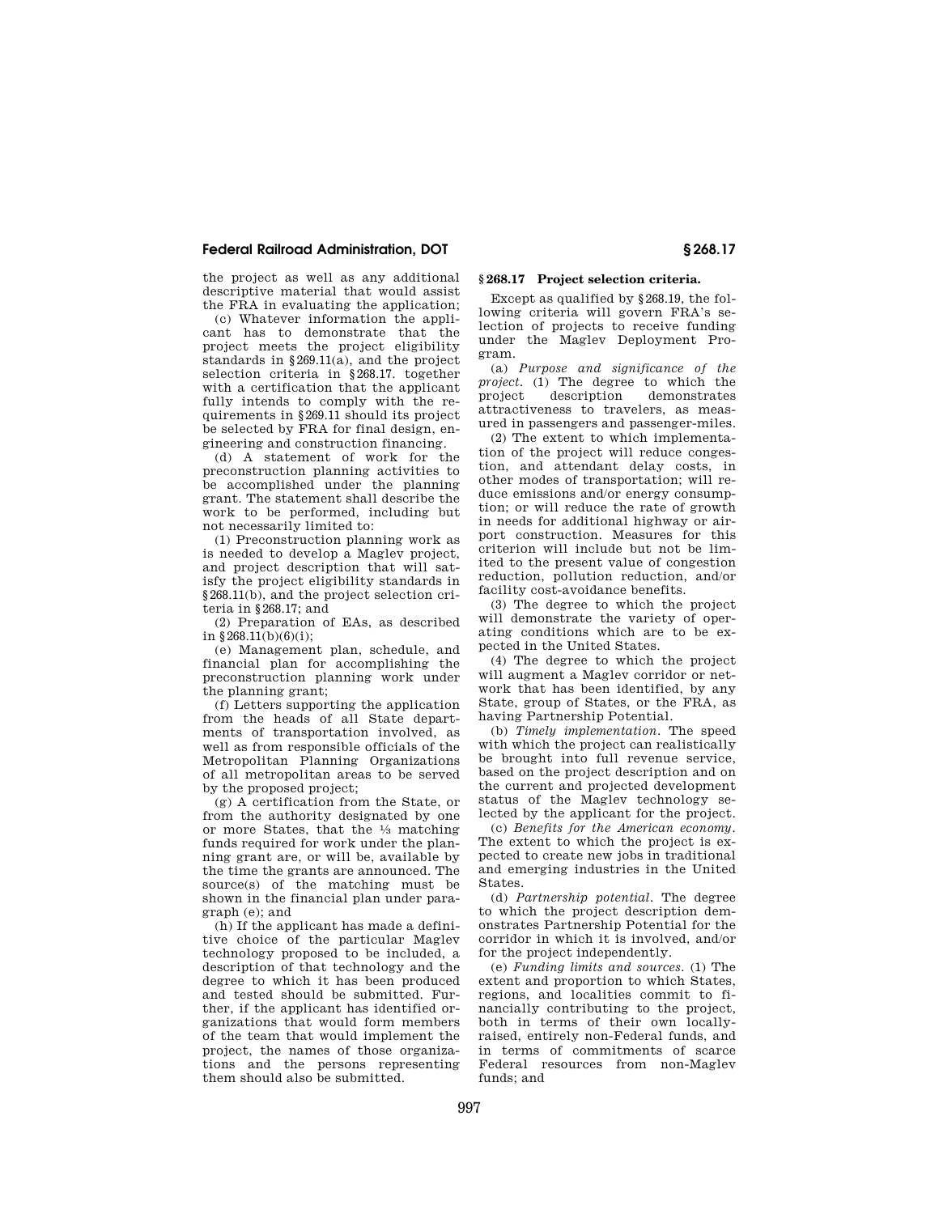the project as well as any additional descriptive material that would assist the FRA in evaluating the application;

(c) Whatever information the applicant has to demonstrate that the project meets the project eligibility standards in §269.11(a), and the project selection criteria in §268.17. together with a certification that the applicant fully intends to comply with the requirements in §269.11 should its project be selected by FRA for final design, engineering and construction financing.

(d) A statement of work for the preconstruction planning activities to be accomplished under the planning grant. The statement shall describe the work to be performed, including but not necessarily limited to:

(1) Preconstruction planning work as is needed to develop a Maglev project, and project description that will satisfy the project eligibility standards in §268.11(b), and the project selection criteria in §268.17; and

(2) Preparation of EAs, as described in §268.11(b)(6)(i);

(e) Management plan, schedule, and financial plan for accomplishing the preconstruction planning work under the planning grant;

(f) Letters supporting the application from the heads of all State departments of transportation involved, as well as from responsible officials of the Metropolitan Planning Organizations of all metropolitan areas to be served by the proposed project;

(g) A certification from the State, or from the authority designated by one or more States, that the ⅓ matching funds required for work under the planning grant are, or will be, available by the time the grants are announced. The source(s) of the matching must be shown in the financial plan under paragraph (e); and

(h) If the applicant has made a definitive choice of the particular Maglev technology proposed to be included, a description of that technology and the degree to which it has been produced and tested should be submitted. Further, if the applicant has identified organizations that would form members of the team that would implement the project, the names of those organizations and the persons representing them should also be submitted.

## §268.17 Project selection criteria.

Except as qualified by §268.19, the following criteria will govern FRA's selection of projects to receive funding under the Maglev Deployment Program.

(a) *Purpose and significance of the project*. (1) The degree to which the project description demonstrates attractiveness to travelers, as measured in passengers and passenger-miles.

(2) The extent to which implementation of the project will reduce congestion, and attendant delay costs, in other modes of transportation; will reduce emissions and/or energy consumption; or will reduce the rate of growth in needs for additional highway or airport construction. Measures for this criterion will include but not be limited to the present value of congestion reduction, pollution reduction, and/or facility cost-avoidance benefits.

(3) The degree to which the project will demonstrate the variety of operating conditions which are to be expected in the United States.

(4) The degree to which the project will augment a Maglev corridor or network that has been identified, by any State, group of States, or the FRA, as having Partnership Potential.

(b) *Timely implementation*. The speed with which the project can realistically be brought into full revenue service, based on the project description and on the current and projected development status of the Maglev technology selected by the applicant for the project.

(c) *Benefits for the American economy*. The extent to which the project is expected to create new jobs in traditional and emerging industries in the United States.

(d) *Partnership potential*. The degree to which the project description demonstrates Partnership Potential for the corridor in which it is involved, and/or for the project independently.

(e) *Funding limits and sources*. (1) The extent and proportion to which States, regions, and localities commit to financially contributing to the project, both in terms of their own locally-raised, entirely non-Federal funds, and in terms of commitments of scarce Federal resources from non-Maglev funds; and